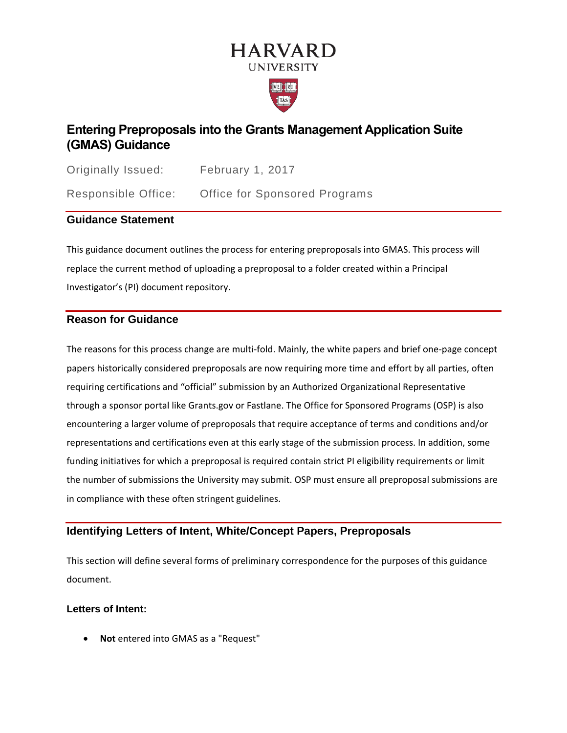HARVARD
UNIVERSITY

# Entering Preproposals into the Grants Management Application Suite (GMAS) Guidance

Originally Issued: February 1, 2017

Responsible Office: Office for Sponsored Programs

## Guidance Statement

This guidance document outlines the process for entering preproposals into GMAS. This process will replace the current method of uploading a preproposal to a folder created within a Principal Investigator's (PI) document repository.

## Reason for Guidance

The reasons for this process change are multi-fold. Mainly, the white papers and brief one-page concept papers historically considered preproposals are now requiring more time and effort by all parties, often requiring certifications and "official" submission by an Authorized Organizational Representative through a sponsor portal like Grants.gov or Fastlane. The Office for Sponsored Programs (OSP) is also encountering a larger volume of preproposals that require acceptance of terms and conditions and/or representations and certifications even at this early stage of the submission process. In addition, some funding initiatives for which a preproposal is required contain strict PI eligibility requirements or limit the number of submissions the University may submit. OSP must ensure all preproposal submissions are in compliance with these often stringent guidelines.

## Identifying Letters of Intent, White/Concept Papers, Preproposals

This section will define several forms of preliminary correspondence for the purposes of this guidance document.

### Letters of Intent:

- **Not** entered into GMAS as a "Request"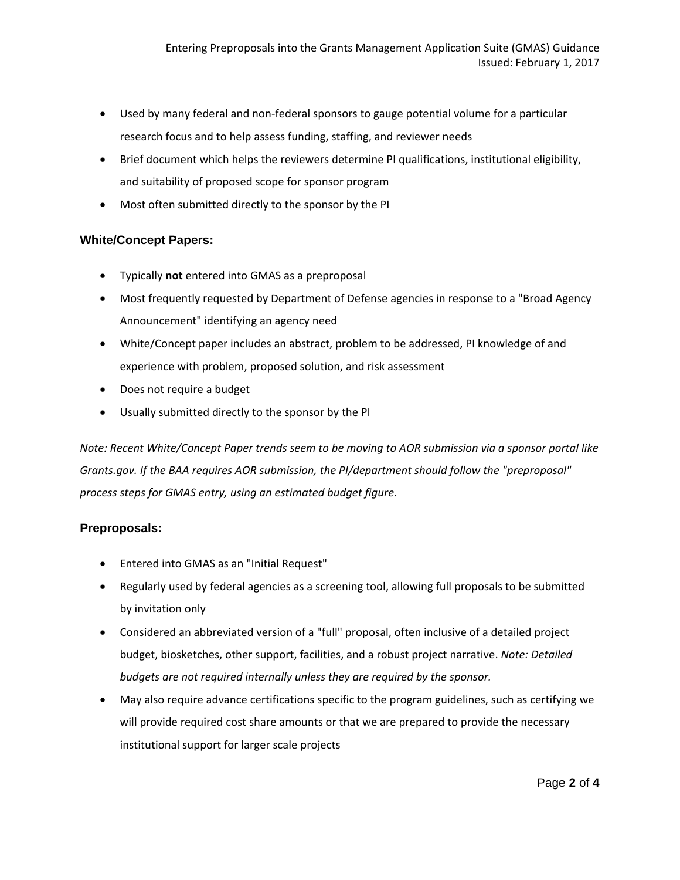- Used by many federal and non-federal sponsors to gauge potential volume for a particular research focus and to help assess funding, staffing, and reviewer needs
- Brief document which helps the reviewers determine PI qualifications, institutional eligibility, and suitability of proposed scope for sponsor program
- Most often submitted directly to the sponsor by the PI

### White/Concept Papers:

- Typically **not** entered into GMAS as a preproposal
- Most frequently requested by Department of Defense agencies in response to a "Broad Agency Announcement" identifying an agency need
- White/Concept paper includes an abstract, problem to be addressed, PI knowledge of and experience with problem, proposed solution, and risk assessment
- Does not require a budget
- Usually submitted directly to the sponsor by the PI

*Note: Recent White/Concept Paper trends seem to be moving to AOR submission via a sponsor portal like Grants.gov. If the BAA requires AOR submission, the PI/department should follow the "preproposal" process steps for GMAS entry, using an estimated budget figure.*

### Preproposals:

- Entered into GMAS as an "Initial Request"
- Regularly used by federal agencies as a screening tool, allowing full proposals to be submitted by invitation only
- Considered an abbreviated version of a "full" proposal, often inclusive of a detailed project budget, biosketches, other support, facilities, and a robust project narrative. *Note: Detailed budgets are not required internally unless they are required by the sponsor.*
- May also require advance certifications specific to the program guidelines, such as certifying we will provide required cost share amounts or that we are prepared to provide the necessary institutional support for larger scale projects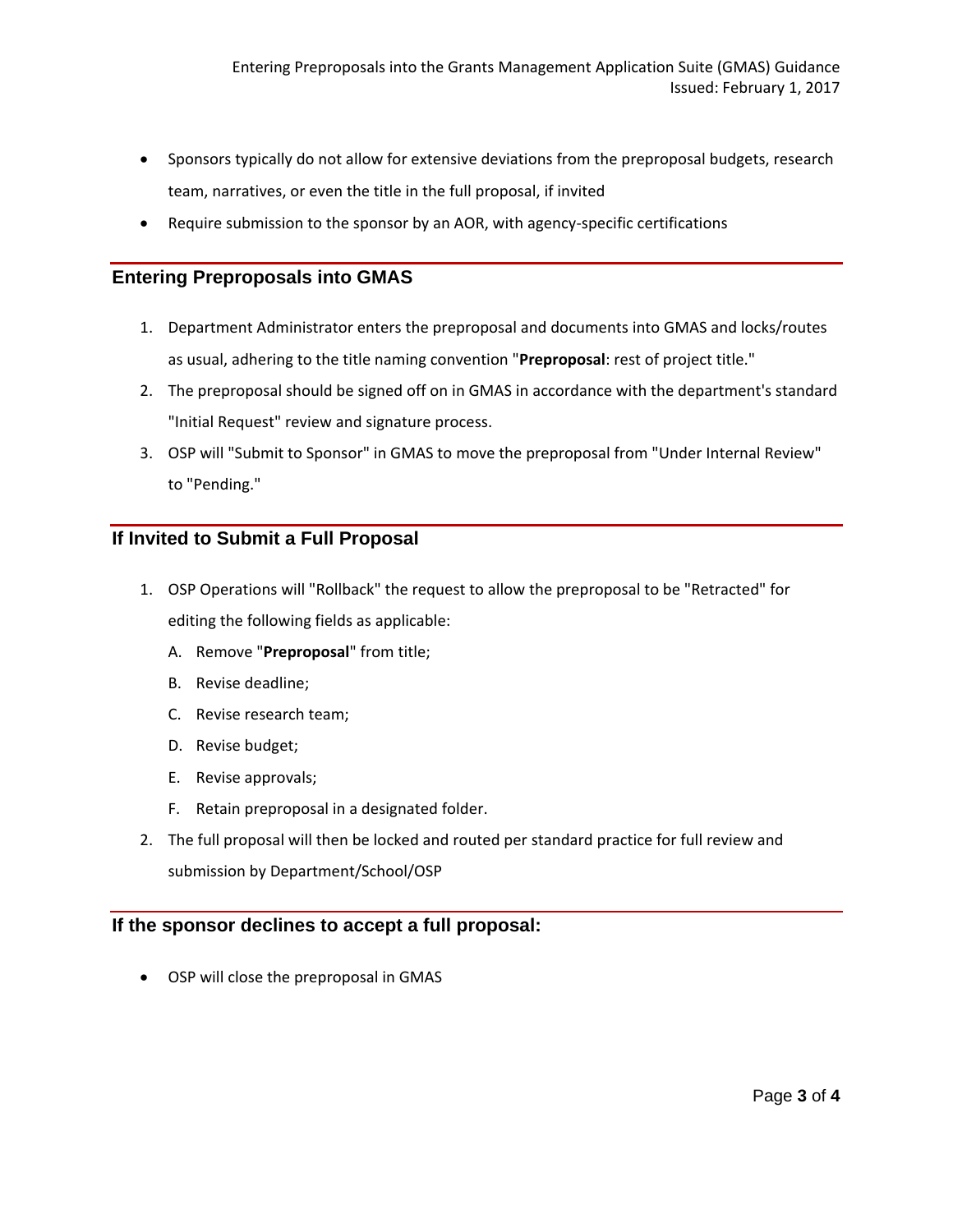- Sponsors typically do not allow for extensive deviations from the preproposal budgets, research team, narratives, or even the title in the full proposal, if invited
- Require submission to the sponsor by an AOR, with agency-specific certifications

## Entering Preproposals into GMAS

1. Department Administrator enters the preproposal and documents into GMAS and locks/routes as usual, adhering to the title naming convention "**Preproposal**: rest of project title."
2. The preproposal should be signed off on in GMAS in accordance with the department's standard "Initial Request" review and signature process.
3. OSP will "Submit to Sponsor" in GMAS to move the preproposal from "Under Internal Review" to "Pending."

## If Invited to Submit a Full Proposal

1. OSP Operations will "Rollback" the request to allow the preproposal to be "Retracted" for editing the following fields as applicable:
   A. Remove "**Preproposal**" from title;
   B. Revise deadline;
   C. Revise research team;
   D. Revise budget;
   E. Revise approvals;
   F. Retain preproposal in a designated folder.
2. The full proposal will then be locked and routed per standard practice for full review and submission by Department/School/OSP

## If the sponsor declines to accept a full proposal:

- OSP will close the preproposal in GMAS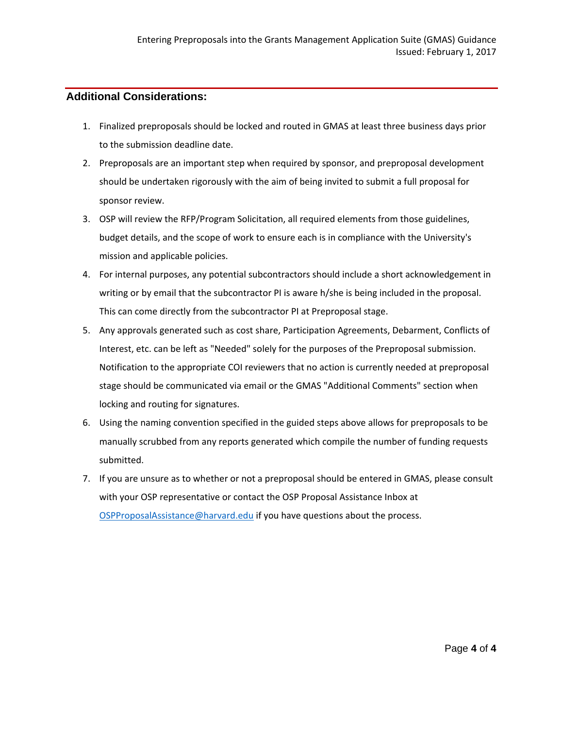## Additional Considerations:

1. Finalized preproposals should be locked and routed in GMAS at least three business days prior to the submission deadline date.
2. Preproposals are an important step when required by sponsor, and preproposal development should be undertaken rigorously with the aim of being invited to submit a full proposal for sponsor review.
3. OSP will review the RFP/Program Solicitation, all required elements from those guidelines, budget details, and the scope of work to ensure each is in compliance with the University's mission and applicable policies.
4. For internal purposes, any potential subcontractors should include a short acknowledgement in writing or by email that the subcontractor PI is aware h/she is being included in the proposal. This can come directly from the subcontractor PI at Preproposal stage.
5. Any approvals generated such as cost share, Participation Agreements, Debarment, Conflicts of Interest, etc. can be left as "Needed" solely for the purposes of the Preproposal submission. Notification to the appropriate COI reviewers that no action is currently needed at preproposal stage should be communicated via email or the GMAS "Additional Comments" section when locking and routing for signatures.
6. Using the naming convention specified in the guided steps above allows for preproposals to be manually scrubbed from any reports generated which compile the number of funding requests submitted.
7. If you are unsure as to whether or not a preproposal should be entered in GMAS, please consult with your OSP representative or contact the OSP Proposal Assistance Inbox at OSPProposalAssistance@harvard.edu if you have questions about the process.